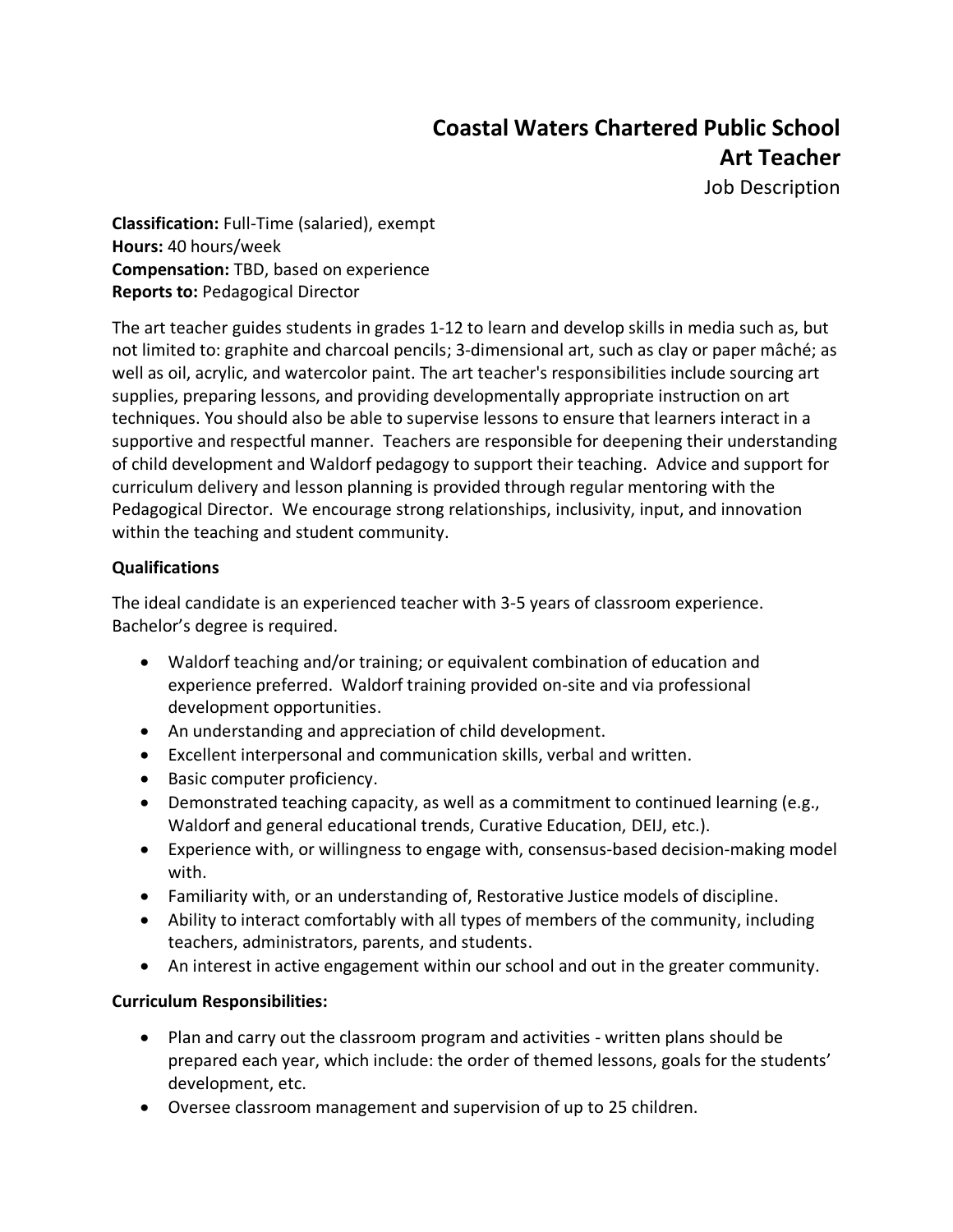# Coastal Waters Chartered Public School
## Art Teacher
Job Description

**Classification:** Full-Time (salaried), exempt
**Hours:** 40 hours/week
**Compensation:** TBD, based on experience
**Reports to:** Pedagogical Director

The art teacher guides students in grades 1-12 to learn and develop skills in media such as, but not limited to: graphite and charcoal pencils; 3-dimensional art, such as clay or paper mâché; as well as oil, acrylic, and watercolor paint. The art teacher's responsibilities include sourcing art supplies, preparing lessons, and providing developmentally appropriate instruction on art techniques. You should also be able to supervise lessons to ensure that learners interact in a supportive and respectful manner. Teachers are responsible for deepening their understanding of child development and Waldorf pedagogy to support their teaching. Advice and support for curriculum delivery and lesson planning is provided through regular mentoring with the Pedagogical Director. We encourage strong relationships, inclusivity, input, and innovation within the teaching and student community.

**Qualifications**

The ideal candidate is an experienced teacher with 3-5 years of classroom experience. Bachelor's degree is required.

- Waldorf teaching and/or training; or equivalent combination of education and experience preferred. Waldorf training provided on-site and via professional development opportunities.
- An understanding and appreciation of child development.
- Excellent interpersonal and communication skills, verbal and written.
- Basic computer proficiency.
- Demonstrated teaching capacity, as well as a commitment to continued learning (e.g., Waldorf and general educational trends, Curative Education, DEIJ, etc.).
- Experience with, or willingness to engage with, consensus-based decision-making model with.
- Familiarity with, or an understanding of, Restorative Justice models of discipline.
- Ability to interact comfortably with all types of members of the community, including teachers, administrators, parents, and students.
- An interest in active engagement within our school and out in the greater community.

**Curriculum Responsibilities:**

- Plan and carry out the classroom program and activities - written plans should be prepared each year, which include: the order of themed lessons, goals for the students' development, etc.
- Oversee classroom management and supervision of up to 25 children.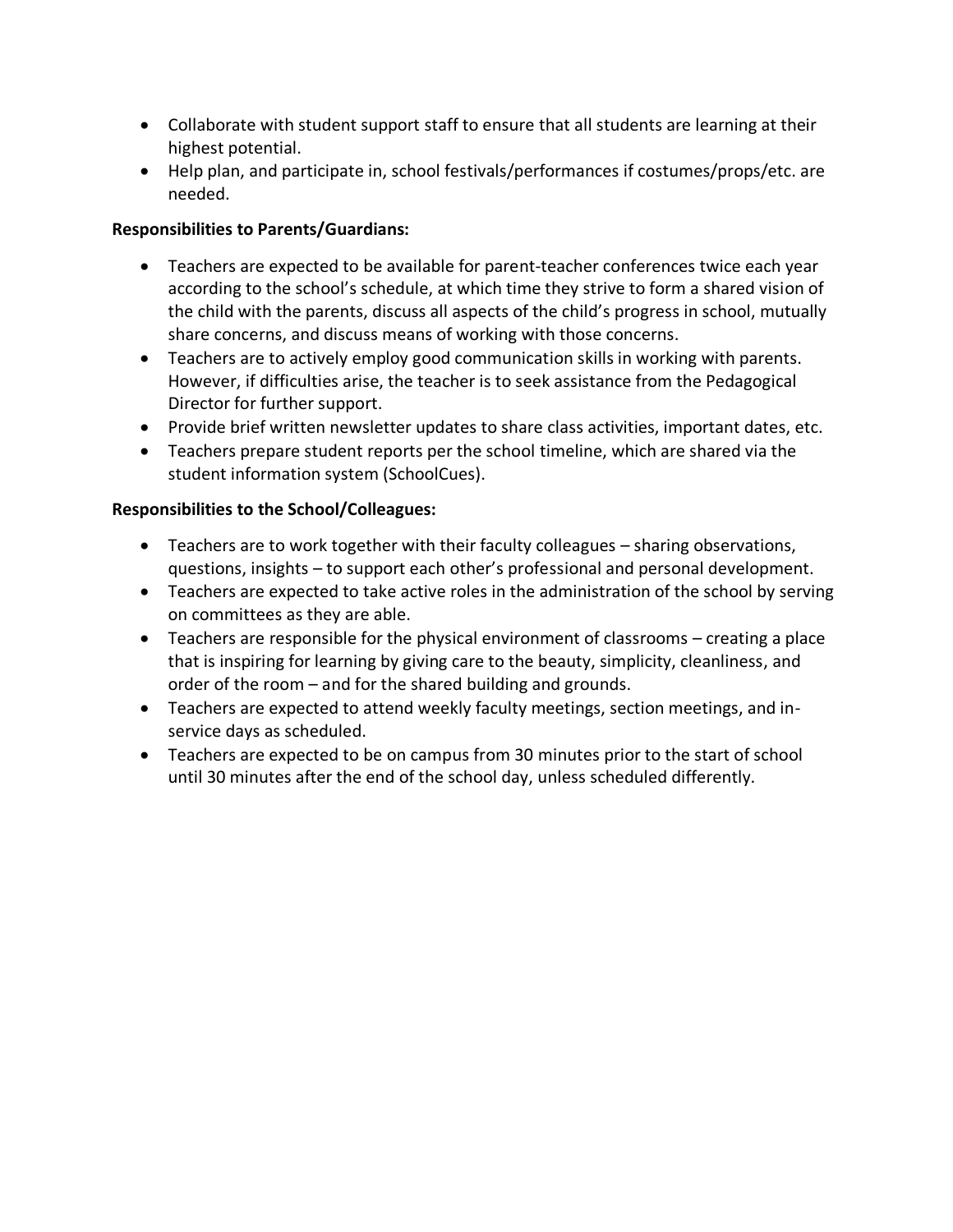- Collaborate with student support staff to ensure that all students are learning at their highest potential.
- Help plan, and participate in, school festivals/performances if costumes/props/etc. are needed.

**Responsibilities to Parents/Guardians:**

- Teachers are expected to be available for parent-teacher conferences twice each year according to the school's schedule, at which time they strive to form a shared vision of the child with the parents, discuss all aspects of the child's progress in school, mutually share concerns, and discuss means of working with those concerns.
- Teachers are to actively employ good communication skills in working with parents. However, if difficulties arise, the teacher is to seek assistance from the Pedagogical Director for further support.
- Provide brief written newsletter updates to share class activities, important dates, etc.
- Teachers prepare student reports per the school timeline, which are shared via the student information system (SchoolCues).

**Responsibilities to the School/Colleagues:**

- Teachers are to work together with their faculty colleagues – sharing observations, questions, insights – to support each other's professional and personal development.
- Teachers are expected to take active roles in the administration of the school by serving on committees as they are able.
- Teachers are responsible for the physical environment of classrooms – creating a place that is inspiring for learning by giving care to the beauty, simplicity, cleanliness, and order of the room – and for the shared building and grounds.
- Teachers are expected to attend weekly faculty meetings, section meetings, and in-service days as scheduled.
- Teachers are expected to be on campus from 30 minutes prior to the start of school until 30 minutes after the end of the school day, unless scheduled differently.